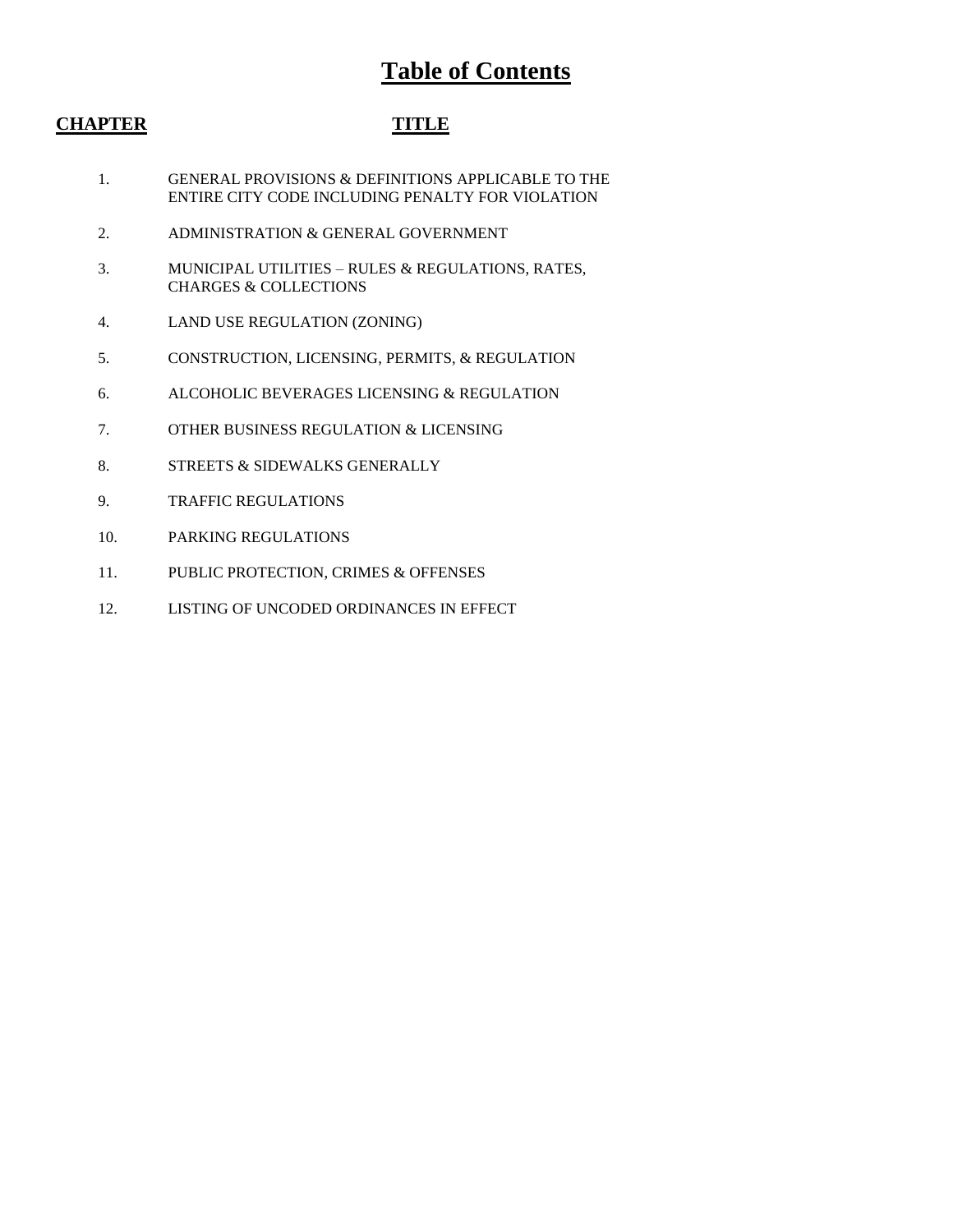# Table of Contents

| CHAPTER | TITLE |
|---|---|
| 1. | GENERAL PROVISIONS & DEFINITIONS APPLICABLE TO THE ENTIRE CITY CODE INCLUDING PENALTY FOR VIOLATION |
| 2. | ADMINISTRATION & GENERAL GOVERNMENT |
| 3. | MUNICIPAL UTILITIES – RULES & REGULATIONS, RATES, CHARGES & COLLECTIONS |
| 4. | LAND USE REGULATION (ZONING) |
| 5. | CONSTRUCTION, LICENSING, PERMITS, & REGULATION |
| 6. | ALCOHOLIC BEVERAGES LICENSING & REGULATION |
| 7. | OTHER BUSINESS REGULATION & LICENSING |
| 8. | STREETS & SIDEWALKS GENERALLY |
| 9. | TRAFFIC REGULATIONS |
| 10. | PARKING REGULATIONS |
| 11. | PUBLIC PROTECTION, CRIMES & OFFENSES |
| 12. | LISTING OF UNCODED ORDINANCES IN EFFECT |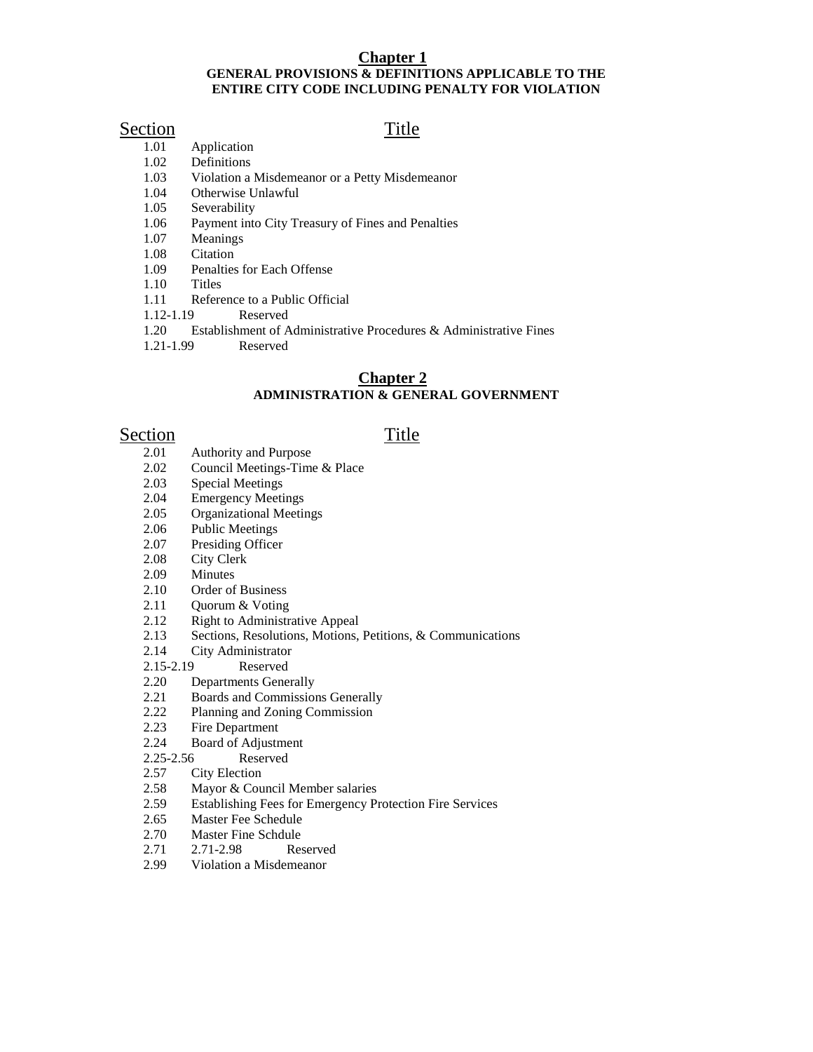# Chapter 1

**GENERAL PROVISIONS & DEFINITIONS APPLICABLE TO THE ENTIRE CITY CODE INCLUDING PENALTY FOR VIOLATION**

| Section | Title |
|---|---|
| 1.01 | Application |
| 1.02 | Definitions |
| 1.03 | Violation a Misdemeanor or a Petty Misdemeanor |
| 1.04 | Otherwise Unlawful |
| 1.05 | Severability |
| 1.06 | Payment into City Treasury of Fines and Penalties |
| 1.07 | Meanings |
| 1.08 | Citation |
| 1.09 | Penalties for Each Offense |
| 1.10 | Titles |
| 1.11 | Reference to a Public Official |
| 1.12-1.19 | Reserved |
| 1.20 | Establishment of Administrative Procedures & Administrative Fines |
| 1.21-1.99 | Reserved |

# Chapter 2

**ADMINISTRATION & GENERAL GOVERNMENT**

| Section | Title |
|---|---|
| 2.01 | Authority and Purpose |
| 2.02 | Council Meetings-Time & Place |
| 2.03 | Special Meetings |
| 2.04 | Emergency Meetings |
| 2.05 | Organizational Meetings |
| 2.06 | Public Meetings |
| 2.07 | Presiding Officer |
| 2.08 | City Clerk |
| 2.09 | Minutes |
| 2.10 | Order of Business |
| 2.11 | Quorum & Voting |
| 2.12 | Right to Administrative Appeal |
| 2.13 | Sections, Resolutions, Motions, Petitions, & Communications |
| 2.14 | City Administrator |
| 2.15-2.19 | Reserved |
| 2.20 | Departments Generally |
| 2.21 | Boards and Commissions Generally |
| 2.22 | Planning and Zoning Commission |
| 2.23 | Fire Department |
| 2.24 | Board of Adjustment |
| 2.25-2.56 | Reserved |
| 2.57 | City Election |
| 2.58 | Mayor & Council Member salaries |
| 2.59 | Establishing Fees for Emergency Protection Fire Services |
| 2.65 | Master Fee Schedule |
| 2.70 | Master Fine Schdule |
| 2.71 | 2.71-2.98 Reserved |
| 2.99 | Violation a Misdemeanor |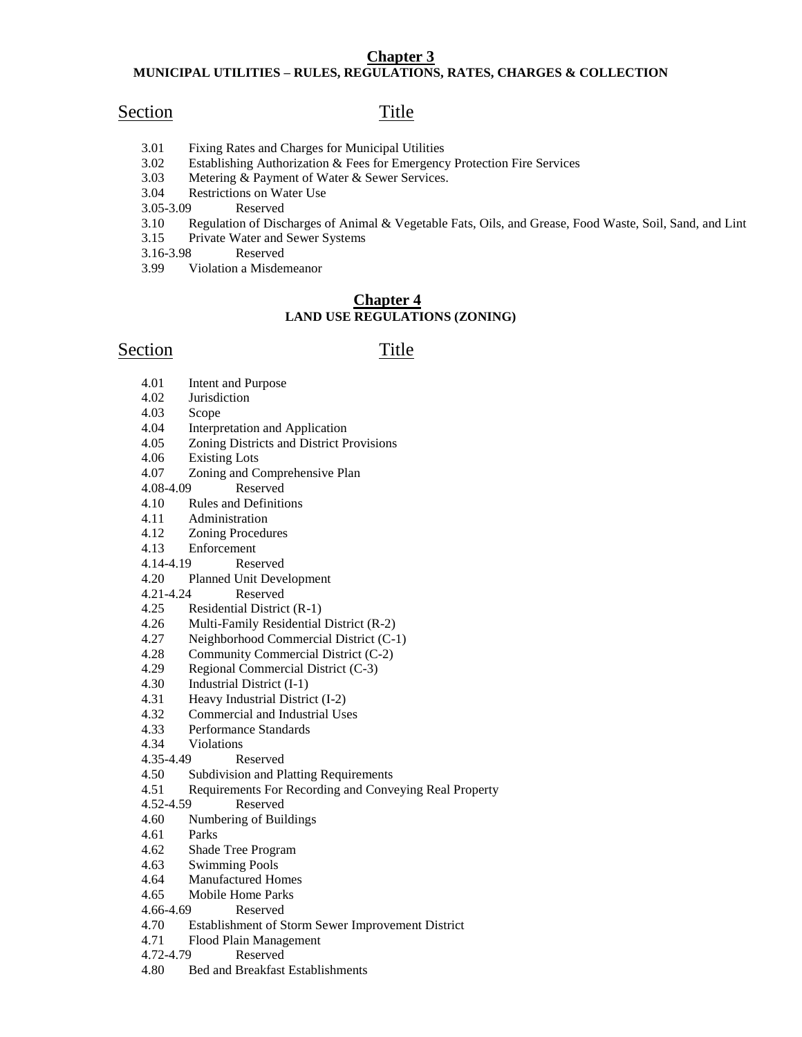## Chapter 3

### MUNICIPAL UTILITIES – RULES, REGULATIONS, RATES, CHARGES & COLLECTION

| Section | Title |
|---|---|
| 3.01 | Fixing Rates and Charges for Municipal Utilities |
| 3.02 | Establishing Authorization & Fees for Emergency Protection Fire Services |
| 3.03 | Metering & Payment of Water & Sewer Services. |
| 3.04 | Restrictions on Water Use |
| 3.05-3.09 | Reserved |
| 3.10 | Regulation of Discharges of Animal & Vegetable Fats, Oils, and Grease, Food Waste, Soil, Sand, and Lint |
| 3.15 | Private Water and Sewer Systems |
| 3.16-3.98 | Reserved |
| 3.99 | Violation a Misdemeanor |

## Chapter 4

### LAND USE REGULATIONS (ZONING)

| Section | Title |
|---|---|
| 4.01 | Intent and Purpose |
| 4.02 | Jurisdiction |
| 4.03 | Scope |
| 4.04 | Interpretation and Application |
| 4.05 | Zoning Districts and District Provisions |
| 4.06 | Existing Lots |
| 4.07 | Zoning and Comprehensive Plan |
| 4.08-4.09 | Reserved |
| 4.10 | Rules and Definitions |
| 4.11 | Administration |
| 4.12 | Zoning Procedures |
| 4.13 | Enforcement |
| 4.14-4.19 | Reserved |
| 4.20 | Planned Unit Development |
| 4.21-4.24 | Reserved |
| 4.25 | Residential District (R-1) |
| 4.26 | Multi-Family Residential District (R-2) |
| 4.27 | Neighborhood Commercial District (C-1) |
| 4.28 | Community Commercial District (C-2) |
| 4.29 | Regional Commercial District (C-3) |
| 4.30 | Industrial District (I-1) |
| 4.31 | Heavy Industrial District (I-2) |
| 4.32 | Commercial and Industrial Uses |
| 4.33 | Performance Standards |
| 4.34 | Violations |
| 4.35-4.49 | Reserved |
| 4.50 | Subdivision and Platting Requirements |
| 4.51 | Requirements For Recording and Conveying Real Property |
| 4.52-4.59 | Reserved |
| 4.60 | Numbering of Buildings |
| 4.61 | Parks |
| 4.62 | Shade Tree Program |
| 4.63 | Swimming Pools |
| 4.64 | Manufactured Homes |
| 4.65 | Mobile Home Parks |
| 4.66-4.69 | Reserved |
| 4.70 | Establishment of Storm Sewer Improvement District |
| 4.71 | Flood Plain Management |
| 4.72-4.79 | Reserved |
| 4.80 | Bed and Breakfast Establishments |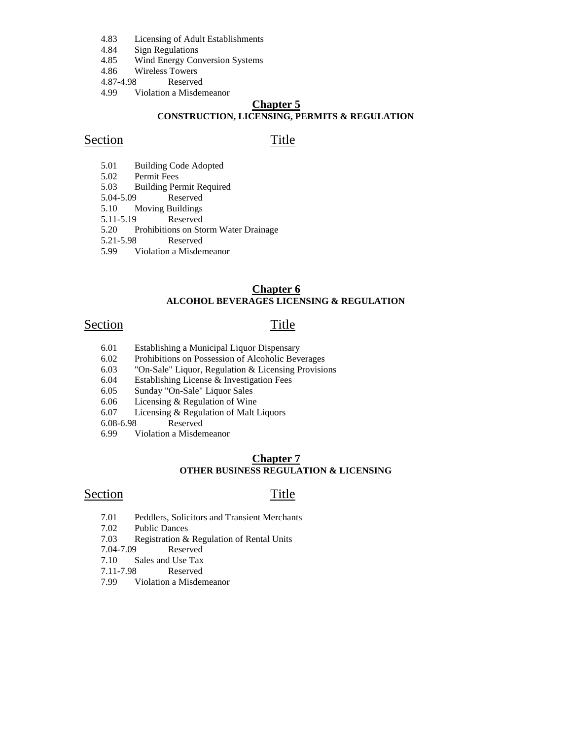4.83 Licensing of Adult Establishments
4.84 Sign Regulations
4.85 Wind Energy Conversion Systems
4.86 Wireless Towers
4.87-4.98 Reserved
4.99 Violation a Misdemeanor

## Chapter 5
### CONSTRUCTION, LICENSING, PERMITS & REGULATION

| Section | Title |
|---|---|
| 5.01 | Building Code Adopted |
| 5.02 | Permit Fees |
| 5.03 | Building Permit Required |
| 5.04-5.09 | Reserved |
| 5.10 | Moving Buildings |
| 5.11-5.19 | Reserved |
| 5.20 | Prohibitions on Storm Water Drainage |
| 5.21-5.98 | Reserved |
| 5.99 | Violation a Misdemeanor |

## Chapter 6
### ALCOHOL BEVERAGES LICENSING & REGULATION

| Section | Title |
|---|---|
| 6.01 | Establishing a Municipal Liquor Dispensary |
| 6.02 | Prohibitions on Possession of Alcoholic Beverages |
| 6.03 | "On-Sale" Liquor, Regulation & Licensing Provisions |
| 6.04 | Establishing License & Investigation Fees |
| 6.05 | Sunday "On-Sale" Liquor Sales |
| 6.06 | Licensing & Regulation of Wine |
| 6.07 | Licensing & Regulation of Malt Liquors |
| 6.08-6.98 | Reserved |
| 6.99 | Violation a Misdemeanor |

## Chapter 7
### OTHER BUSINESS REGULATION & LICENSING

| Section | Title |
|---|---|
| 7.01 | Peddlers, Solicitors and Transient Merchants |
| 7.02 | Public Dances |
| 7.03 | Registration & Regulation of Rental Units |
| 7.04-7.09 | Reserved |
| 7.10 | Sales and Use Tax |
| 7.11-7.98 | Reserved |
| 7.99 | Violation a Misdemeanor |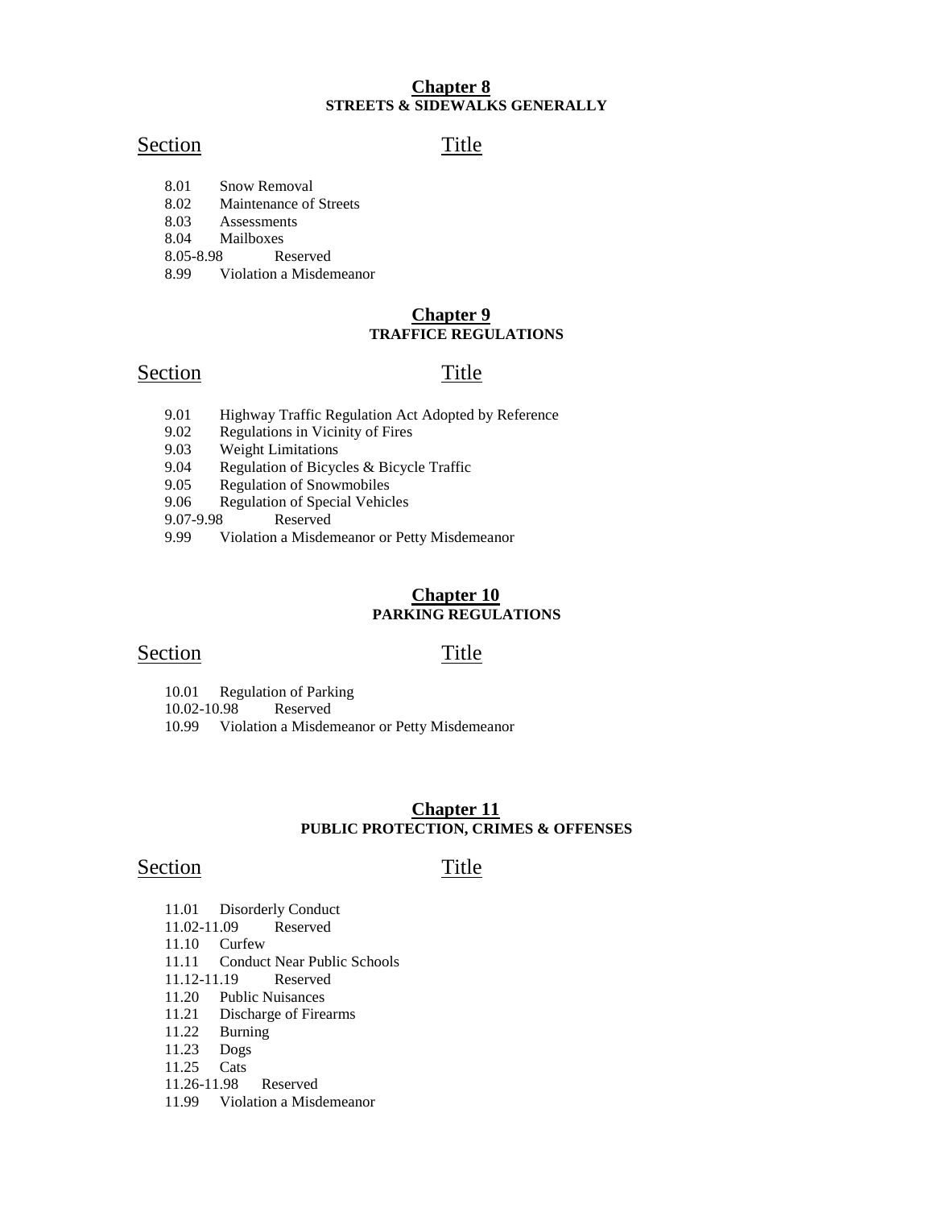## Chapter 8
**STREETS & SIDEWALKS GENERALLY**

| Section | Title |
|---|---|
| 8.01 | Snow Removal |
| 8.02 | Maintenance of Streets |
| 8.03 | Assessments |
| 8.04 | Mailboxes |
| 8.05-8.98 | Reserved |
| 8.99 | Violation a Misdemeanor |

## Chapter 9
**TRAFFICE REGULATIONS**

| Section | Title |
|---|---|
| 9.01 | Highway Traffic Regulation Act Adopted by Reference |
| 9.02 | Regulations in Vicinity of Fires |
| 9.03 | Weight Limitations |
| 9.04 | Regulation of Bicycles & Bicycle Traffic |
| 9.05 | Regulation of Snowmobiles |
| 9.06 | Regulation of Special Vehicles |
| 9.07-9.98 | Reserved |
| 9.99 | Violation a Misdemeanor or Petty Misdemeanor |

## Chapter 10
**PARKING REGULATIONS**

| Section | Title |
|---|---|
| 10.01 | Regulation of Parking |
| 10.02-10.98 | Reserved |
| 10.99 | Violation a Misdemeanor or Petty Misdemeanor |

## Chapter 11
**PUBLIC PROTECTION, CRIMES & OFFENSES**

| Section | Title |
|---|---|
| 11.01 | Disorderly Conduct |
| 11.02-11.09 | Reserved |
| 11.10 | Curfew |
| 11.11 | Conduct Near Public Schools |
| 11.12-11.19 | Reserved |
| 11.20 | Public Nuisances |
| 11.21 | Discharge of Firearms |
| 11.22 | Burning |
| 11.23 | Dogs |
| 11.25 | Cats |
| 11.26-11.98 | Reserved |
| 11.99 | Violation a Misdemeanor |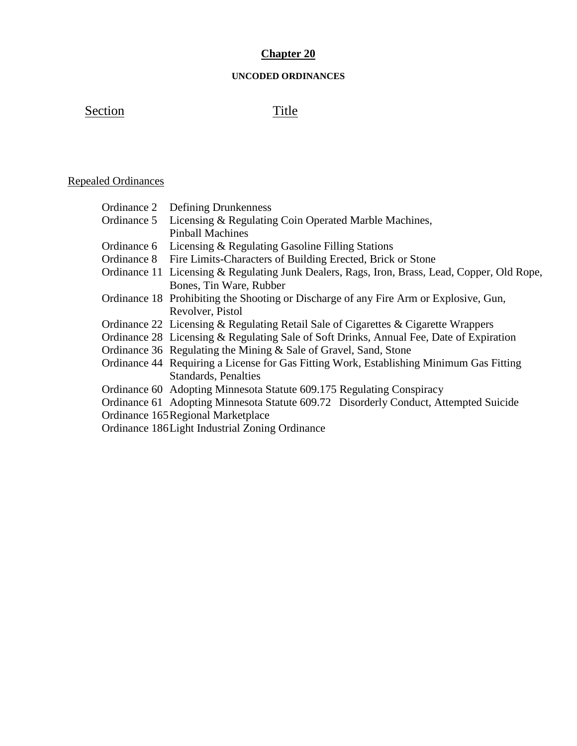# Chapter 20

## UNCODED ORDINANCES

| Section | Title |
|---|---|

Repealed Ordinances

| | |
|---|---|
| Ordinance 2 | Defining Drunkenness |
| Ordinance 5 | Licensing & Regulating Coin Operated Marble Machines, Pinball Machines |
| Ordinance 6 | Licensing & Regulating Gasoline Filling Stations |
| Ordinance 8 | Fire Limits-Characters of Building Erected, Brick or Stone |
| Ordinance 11 | Licensing & Regulating Junk Dealers, Rags, Iron, Brass, Lead, Copper, Old Rope, Bones, Tin Ware, Rubber |
| Ordinance 18 | Prohibiting the Shooting or Discharge of any Fire Arm or Explosive, Gun, Revolver, Pistol |
| Ordinance 22 | Licensing & Regulating Retail Sale of Cigarettes & Cigarette Wrappers |
| Ordinance 28 | Licensing & Regulating Sale of Soft Drinks, Annual Fee, Date of Expiration |
| Ordinance 36 | Regulating the Mining & Sale of Gravel, Sand, Stone |
| Ordinance 44 | Requiring a License for Gas Fitting Work, Establishing Minimum Gas Fitting Standards, Penalties |
| Ordinance 60 | Adopting Minnesota Statute 609.175 Regulating Conspiracy |
| Ordinance 61 | Adopting Minnesota Statute 609.72 Disorderly Conduct, Attempted Suicide |
| Ordinance 165 | Regional Marketplace |
| Ordinance 186 | Light Industrial Zoning Ordinance |